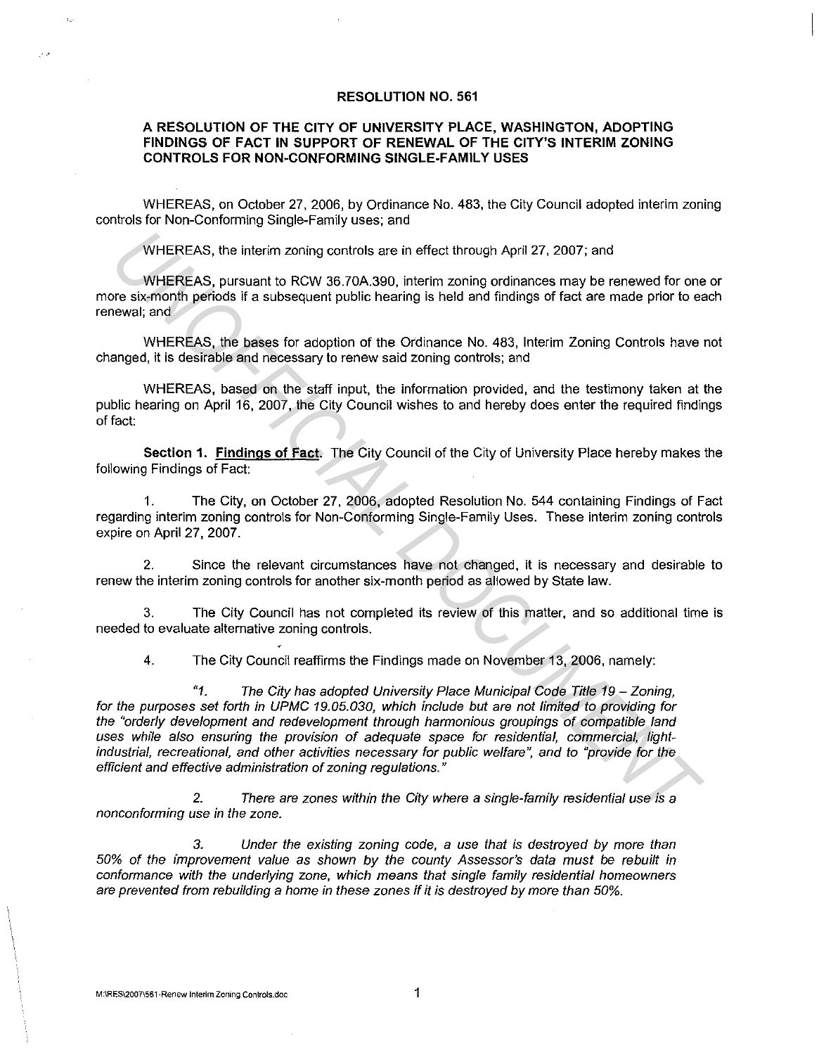**RESOLUTION NO. 561**

**A RESOLUTION OF THE CITY OF UNIVERSITY PLACE, WASHINGTON, ADOPTING FINDINGS OF FACT IN SUPPORT OF RENEWAL OF THE CITY'S INTERIM ZONING CONTROLS FOR NON-CONFORMING SINGLE-FAMILY USES**

WHEREAS, on October 27, 2006, by Ordinance No. 483, the City Council adopted interim zoning controls for Non-Conforming Single-Family uses; and

WHEREAS, the interim zoning controls are in effect through April 27, 2007; and

WHEREAS, pursuant to RCW 36.70A.390, interim zoning ordinances may be renewed for one or more six-month periods if a subsequent public hearing is held and findings of fact are made prior to each renewal; and

WHEREAS, the bases for adoption of the Ordinance No. 483, Interim Zoning Controls have not changed, it is desirable and necessary to renew said zoning controls; and

WHEREAS, based on the staff input, the information provided, and the testimony taken at the public hearing on April 16, 2007, the City Council wishes to and hereby does enter the required findings of fact:

**Section 1. Findings of Fact.** The City Council of the City of University Place hereby makes the following Findings of Fact:

1. The City, on October 27, 2006, adopted Resolution No. 544 containing Findings of Fact regarding interim zoning controls for Non-Conforming Single-Family Uses. These interim zoning controls expire on April 27, 2007.

2. Since the relevant circumstances have not changed, it is necessary and desirable to renew the interim zoning controls for another six-month period as allowed by State law.

3. The City Council has not completed its review of this matter, and so additional time is needed to evaluate alternative zoning controls.

4. The City Council reaffirms the Findings made on November 13, 2006, namely:

*"1. The City has adopted University Place Municipal Code Title 19 – Zoning, for the purposes set forth in UPMC 19.05.030, which include but are not limited to providing for the "orderly development and redevelopment through harmonious groupings of compatible land uses while also ensuring the provision of adequate space for residential, commercial, light-industrial, recreational, and other activities necessary for public welfare", and to "provide for the efficient and effective administration of zoning regulations."*

*2. There are zones within the City where a single-family residential use is a nonconforming use in the zone.*

*3. Under the existing zoning code, a use that is destroyed by more than 50% of the improvement value as shown by the county Assessor's data must be rebuilt in conformance with the underlying zone, which means that single family residential homeowners are prevented from rebuilding a home in these zones if it is destroyed by more than 50%.*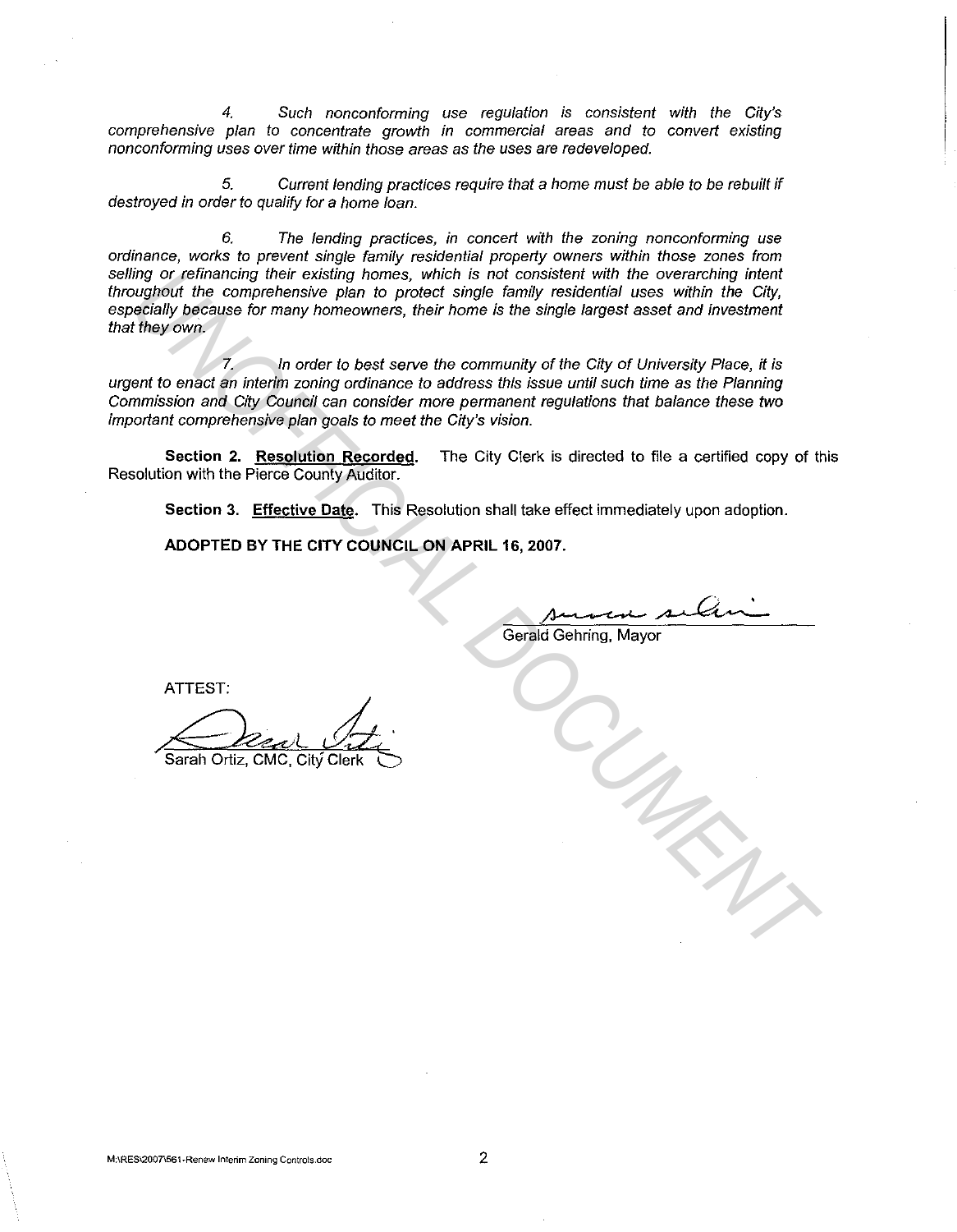4. *Such nonconforming use regulation is consistent with the City's comprehensive plan to concentrate growth in commercial areas and to convert existing nonconforming uses over time within those areas as the uses are redeveloped.*

5. *Current lending practices require that a home must be able to be rebuilt if destroyed in order to qualify for a home loan.*

6. *The lending practices, in concert with the zoning nonconforming use ordinance, works to prevent single family residential property owners within those zones from selling or refinancing their existing homes, which is not consistent with the overarching intent throughout the comprehensive plan to protect single family residential uses within the City, especially because for many homeowners, their home is the single largest asset and investment that they own.*

7. *In order to best serve the community of the City of University Place, it is urgent to enact an interim zoning ordinance to address this issue until such time as the Planning Commission and City Council can consider more permanent regulations that balance these two important comprehensive plan goals to meet the City's vision.*

**Section 2.** **Resolution Recorded.** The City Clerk is directed to file a certified copy of this Resolution with the Pierce County Auditor.

**Section 3.** **Effective Date.** This Resolution shall take effect immediately upon adoption.

**ADOPTED BY THE CITY COUNCIL ON APRIL 16, 2007.**

Gerald Gehring, Mayor

ATTEST:

Sarah Ortiz, CMC, City Clerk

M:\RES\2007\561-Renew Interim Zoning Controls.doc